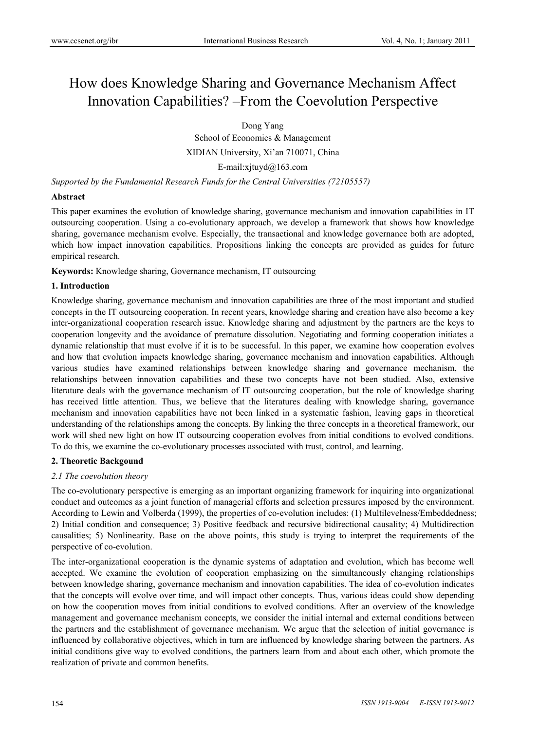# How does Knowledge Sharing and Governance Mechanism Affect Innovation Capabilities? –From the Coevolution Perspective

Dong Yang

School of Economics & Management

XIDIAN University, Xi'an 710071, China

E-mail:xjtuyd@163.com

*Supported by the Fundamental Research Funds for the Central Universities (72105557)*

**Abstract**

This paper examines the evolution of knowledge sharing, governance mechanism and innovation capabilities in IT outsourcing cooperation. Using a co-evolutionary approach, we develop a framework that shows how knowledge sharing, governance mechanism evolve. Especially, the transactional and knowledge governance both are adopted, which how impact innovation capabilities. Propositions linking the concepts are provided as guides for future empirical research.

**Keywords:** Knowledge sharing, Governance mechanism, IT outsourcing

## 1. Introduction

Knowledge sharing, governance mechanism and innovation capabilities are three of the most important and studied concepts in the IT outsourcing cooperation. In recent years, knowledge sharing and creation have also become a key inter-organizational cooperation research issue. Knowledge sharing and adjustment by the partners are the keys to cooperation longevity and the avoidance of premature dissolution. Negotiating and forming cooperation initiates a dynamic relationship that must evolve if it is to be successful. In this paper, we examine how cooperation evolves and how that evolution impacts knowledge sharing, governance mechanism and innovation capabilities. Although various studies have examined relationships between knowledge sharing and governance mechanism, the relationships between innovation capabilities and these two concepts have not been studied. Also, extensive literature deals with the governance mechanism of IT outsourcing cooperation, but the role of knowledge sharing has received little attention. Thus, we believe that the literatures dealing with knowledge sharing, governance mechanism and innovation capabilities have not been linked in a systematic fashion, leaving gaps in theoretical understanding of the relationships among the concepts. By linking the three concepts in a theoretical framework, our work will shed new light on how IT outsourcing cooperation evolves from initial conditions to evolved conditions. To do this, we examine the co-evolutionary processes associated with trust, control, and learning.

## 2. Theoretic Backgound

### 2.1 The coevolution theory

The co-evolutionary perspective is emerging as an important organizing framework for inquiring into organizational conduct and outcomes as a joint function of managerial efforts and selection pressures imposed by the environment. According to Lewin and Volberda (1999), the properties of co-evolution includes: (1) Multilevelness/Embeddedness; 2) Initial condition and consequence; 3) Positive feedback and recursive bidirectional causality; 4) Multidirection causalities; 5) Nonlinearity. Base on the above points, this study is trying to interpret the requirements of the perspective of co-evolution.

The inter-organizational cooperation is the dynamic systems of adaptation and evolution, which has become well accepted. We examine the evolution of cooperation emphasizing on the simultaneously changing relationships between knowledge sharing, governance mechanism and innovation capabilities. The idea of co-evolution indicates that the concepts will evolve over time, and will impact other concepts. Thus, various ideas could show depending on how the cooperation moves from initial conditions to evolved conditions. After an overview of the knowledge management and governance mechanism concepts, we consider the initial internal and external conditions between the partners and the establishment of governance mechanism. We argue that the selection of initial governance is influenced by collaborative objectives, which in turn are influenced by knowledge sharing between the partners. As initial conditions give way to evolved conditions, the partners learn from and about each other, which promote the realization of private and common benefits.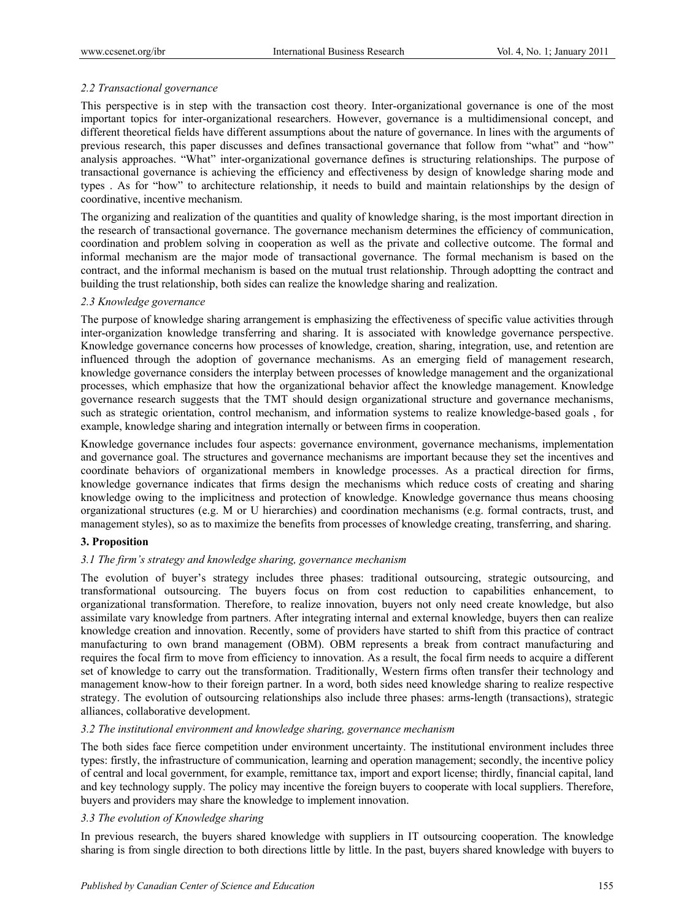### *2.2 Transactional governance*

This perspective is in step with the transaction cost theory. Inter-organizational governance is one of the most important topics for inter-organizational researchers. However, governance is a multidimensional concept, and different theoretical fields have different assumptions about the nature of governance. In lines with the arguments of previous research, this paper discusses and defines transactional governance that follow from "what" and "how" analysis approaches. "What" inter-organizational governance defines is structuring relationships. The purpose of transactional governance is achieving the efficiency and effectiveness by design of knowledge sharing mode and types . As for "how" to architecture relationship, it needs to build and maintain relationships by the design of coordinative, incentive mechanism.

The organizing and realization of the quantities and quality of knowledge sharing, is the most important direction in the research of transactional governance. The governance mechanism determines the efficiency of communication, coordination and problem solving in cooperation as well as the private and collective outcome. The formal and informal mechanism are the major mode of transactional governance. The formal mechanism is based on the contract, and the informal mechanism is based on the mutual trust relationship. Through adoptting the contract and building the trust relationship, both sides can realize the knowledge sharing and realization.

### *2.3 Knowledge governance*

The purpose of knowledge sharing arrangement is emphasizing the effectiveness of specific value activities through inter-organization knowledge transferring and sharing. It is associated with knowledge governance perspective. Knowledge governance concerns how processes of knowledge, creation, sharing, integration, use, and retention are influenced through the adoption of governance mechanisms. As an emerging field of management research, knowledge governance considers the interplay between processes of knowledge management and the organizational processes, which emphasize that how the organizational behavior affect the knowledge management. Knowledge governance research suggests that the TMT should design organizational structure and governance mechanisms, such as strategic orientation, control mechanism, and information systems to realize knowledge-based goals , for example, knowledge sharing and integration internally or between firms in cooperation.

Knowledge governance includes four aspects: governance environment, governance mechanisms, implementation and governance goal. The structures and governance mechanisms are important because they set the incentives and coordinate behaviors of organizational members in knowledge processes. As a practical direction for firms, knowledge governance indicates that firms design the mechanisms which reduce costs of creating and sharing knowledge owing to the implicitness and protection of knowledge. Knowledge governance thus means choosing organizational structures (e.g. M or U hierarchies) and coordination mechanisms (e.g. formal contracts, trust, and management styles), so as to maximize the benefits from processes of knowledge creating, transferring, and sharing.

## **3. Proposition**

### *3.1 The firm's strategy and knowledge sharing, governance mechanism*

The evolution of buyer's strategy includes three phases: traditional outsourcing, strategic outsourcing, and transformational outsourcing. The buyers focus on from cost reduction to capabilities enhancement, to organizational transformation. Therefore, to realize innovation, buyers not only need create knowledge, but also assimilate vary knowledge from partners. After integrating internal and external knowledge, buyers then can realize knowledge creation and innovation. Recently, some of providers have started to shift from this practice of contract manufacturing to own brand management (OBM). OBM represents a break from contract manufacturing and requires the focal firm to move from efficiency to innovation. As a result, the focal firm needs to acquire a different set of knowledge to carry out the transformation. Traditionally, Western firms often transfer their technology and management know-how to their foreign partner. In a word, both sides need knowledge sharing to realize respective strategy. The evolution of outsourcing relationships also include three phases: arms-length (transactions), strategic alliances, collaborative development.

### *3.2 The institutional environment and knowledge sharing, governance mechanism*

The both sides face fierce competition under environment uncertainty. The institutional environment includes three types: firstly, the infrastructure of communication, learning and operation management; secondly, the incentive policy of central and local government, for example, remittance tax, import and export license; thirdly, financial capital, land and key technology supply. The policy may incentive the foreign buyers to cooperate with local suppliers. Therefore, buyers and providers may share the knowledge to implement innovation.

### *3.3 The evolution of Knowledge sharing*

In previous research, the buyers shared knowledge with suppliers in IT outsourcing cooperation. The knowledge sharing is from single direction to both directions little by little. In the past, buyers shared knowledge with buyers to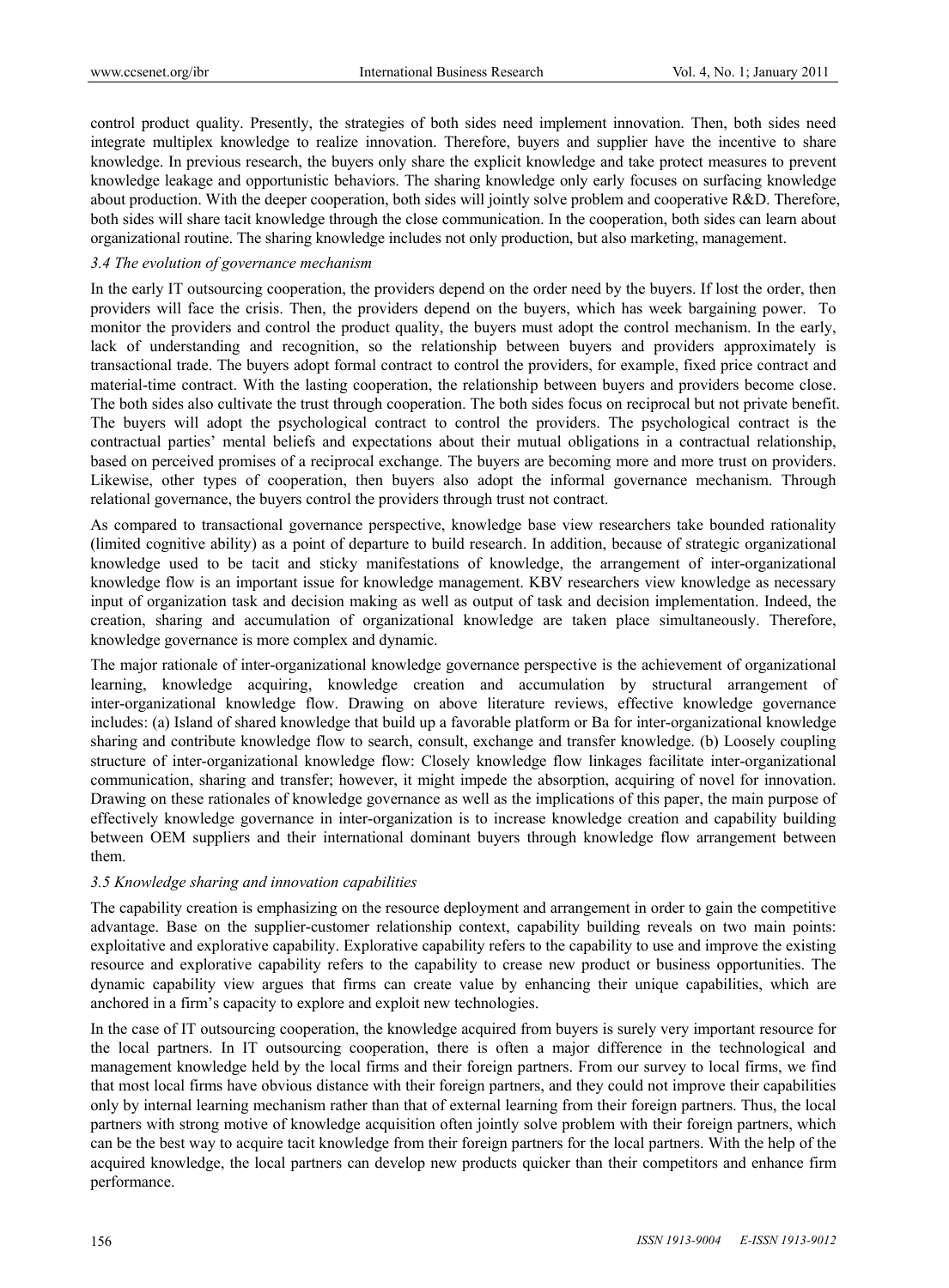control product quality. Presently, the strategies of both sides need implement innovation. Then, both sides need integrate multiplex knowledge to realize innovation. Therefore, buyers and supplier have the incentive to share knowledge. In previous research, the buyers only share the explicit knowledge and take protect measures to prevent knowledge leakage and opportunistic behaviors. The sharing knowledge only early focuses on surfacing knowledge about production. With the deeper cooperation, both sides will jointly solve problem and cooperative R&D. Therefore, both sides will share tacit knowledge through the close communication. In the cooperation, both sides can learn about organizational routine. The sharing knowledge includes not only production, but also marketing, management.

### *3.4 The evolution of governance mechanism*

In the early IT outsourcing cooperation, the providers depend on the order need by the buyers. If lost the order, then providers will face the crisis. Then, the providers depend on the buyers, which has week bargaining power. To monitor the providers and control the product quality, the buyers must adopt the control mechanism. In the early, lack of understanding and recognition, so the relationship between buyers and providers approximately is transactional trade. The buyers adopt formal contract to control the providers, for example, fixed price contract and material-time contract. With the lasting cooperation, the relationship between buyers and providers become close. The both sides also cultivate the trust through cooperation. The both sides focus on reciprocal but not private benefit. The buyers will adopt the psychological contract to control the providers. The psychological contract is the contractual parties' mental beliefs and expectations about their mutual obligations in a contractual relationship, based on perceived promises of a reciprocal exchange. The buyers are becoming more and more trust on providers. Likewise, other types of cooperation, then buyers also adopt the informal governance mechanism. Through relational governance, the buyers control the providers through trust not contract.

As compared to transactional governance perspective, knowledge base view researchers take bounded rationality (limited cognitive ability) as a point of departure to build research. In addition, because of strategic organizational knowledge used to be tacit and sticky manifestations of knowledge, the arrangement of inter-organizational knowledge flow is an important issue for knowledge management. KBV researchers view knowledge as necessary input of organization task and decision making as well as output of task and decision implementation. Indeed, the creation, sharing and accumulation of organizational knowledge are taken place simultaneously. Therefore, knowledge governance is more complex and dynamic.

The major rationale of inter-organizational knowledge governance perspective is the achievement of organizational learning, knowledge acquiring, knowledge creation and accumulation by structural arrangement of inter-organizational knowledge flow. Drawing on above literature reviews, effective knowledge governance includes: (a) Island of shared knowledge that build up a favorable platform or Ba for inter-organizational knowledge sharing and contribute knowledge flow to search, consult, exchange and transfer knowledge. (b) Loosely coupling structure of inter-organizational knowledge flow: Closely knowledge flow linkages facilitate inter-organizational communication, sharing and transfer; however, it might impede the absorption, acquiring of novel for innovation. Drawing on these rationales of knowledge governance as well as the implications of this paper, the main purpose of effectively knowledge governance in inter-organization is to increase knowledge creation and capability building between OEM suppliers and their international dominant buyers through knowledge flow arrangement between them.

### *3.5 Knowledge sharing and innovation capabilities*

The capability creation is emphasizing on the resource deployment and arrangement in order to gain the competitive advantage. Base on the supplier-customer relationship context, capability building reveals on two main points: exploitative and explorative capability. Explorative capability refers to the capability to use and improve the existing resource and explorative capability refers to the capability to crease new product or business opportunities. The dynamic capability view argues that firms can create value by enhancing their unique capabilities, which are anchored in a firm's capacity to explore and exploit new technologies.

In the case of IT outsourcing cooperation, the knowledge acquired from buyers is surely very important resource for the local partners. In IT outsourcing cooperation, there is often a major difference in the technological and management knowledge held by the local firms and their foreign partners. From our survey to local firms, we find that most local firms have obvious distance with their foreign partners, and they could not improve their capabilities only by internal learning mechanism rather than that of external learning from their foreign partners. Thus, the local partners with strong motive of knowledge acquisition often jointly solve problem with their foreign partners, which can be the best way to acquire tacit knowledge from their foreign partners for the local partners. With the help of the acquired knowledge, the local partners can develop new products quicker than their competitors and enhance firm performance.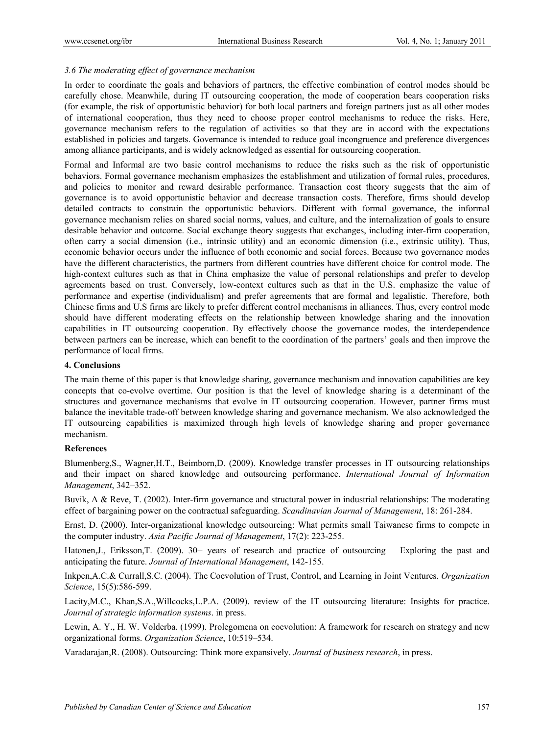### *3.6 The moderating effect of governance mechanism*

In order to coordinate the goals and behaviors of partners, the effective combination of control modes should be carefully chose. Meanwhile, during IT outsourcing cooperation, the mode of cooperation bears cooperation risks (for example, the risk of opportunistic behavior) for both local partners and foreign partners just as all other modes of international cooperation, thus they need to choose proper control mechanisms to reduce the risks. Here, governance mechanism refers to the regulation of activities so that they are in accord with the expectations established in policies and targets. Governance is intended to reduce goal incongruence and preference divergences among alliance participants, and is widely acknowledged as essential for outsourcing cooperation.

Formal and Informal are two basic control mechanisms to reduce the risks such as the risk of opportunistic behaviors. Formal governance mechanism emphasizes the establishment and utilization of formal rules, procedures, and policies to monitor and reward desirable performance. Transaction cost theory suggests that the aim of governance is to avoid opportunistic behavior and decrease transaction costs. Therefore, firms should develop detailed contracts to constrain the opportunistic behaviors. Different with formal governance, the informal governance mechanism relies on shared social norms, values, and culture, and the internalization of goals to ensure desirable behavior and outcome. Social exchange theory suggests that exchanges, including inter-firm cooperation, often carry a social dimension (i.e., intrinsic utility) and an economic dimension (i.e., extrinsic utility). Thus, economic behavior occurs under the influence of both economic and social forces. Because two governance modes have the different characteristics, the partners from different countries have different choice for control mode. The high-context cultures such as that in China emphasize the value of personal relationships and prefer to develop agreements based on trust. Conversely, low-context cultures such as that in the U.S. emphasize the value of performance and expertise (individualism) and prefer agreements that are formal and legalistic. Therefore, both Chinese firms and U.S firms are likely to prefer different control mechanisms in alliances. Thus, every control mode should have different moderating effects on the relationship between knowledge sharing and the innovation capabilities in IT outsourcing cooperation. By effectively choose the governance modes, the interdependence between partners can be increase, which can benefit to the coordination of the partners' goals and then improve the performance of local firms.

## 4. Conclusions

The main theme of this paper is that knowledge sharing, governance mechanism and innovation capabilities are key concepts that co-evolve overtime. Our position is that the level of knowledge sharing is a determinant of the structures and governance mechanisms that evolve in IT outsourcing cooperation. However, partner firms must balance the inevitable trade-off between knowledge sharing and governance mechanism. We also acknowledged the IT outsourcing capabilities is maximized through high levels of knowledge sharing and proper governance mechanism.

## References

Blumenberg,S., Wagner,H.T., Beimborn,D. (2009). Knowledge transfer processes in IT outsourcing relationships and their impact on shared knowledge and outsourcing performance. *International Journal of Information Management*, 342–352.

Buvik, A & Reve, T. (2002). Inter-firm governance and structural power in industrial relationships: The moderating effect of bargaining power on the contractual safeguarding. *Scandinavian Journal of Management*, 18: 261-284.

Ernst, D. (2000). Inter-organizational knowledge outsourcing: What permits small Taiwanese firms to compete in the computer industry. *Asia Pacific Journal of Management*, 17(2): 223-255.

Hatonen,J., Eriksson,T. (2009). 30+ years of research and practice of outsourcing – Exploring the past and anticipating the future. *Journal of International Management*, 142-155.

Inkpen,A.C.& Currall,S.C. (2004). The Coevolution of Trust, Control, and Learning in Joint Ventures. *Organization Science*, 15(5):586-599.

Lacity,M.C., Khan,S.A.,Willcocks,L.P.A. (2009). review of the IT outsourcing literature: Insights for practice. *Journal of strategic information systems*. in press.

Lewin, A. Y., H. W. Volderba. (1999). Prolegomena on coevolution: A framework for research on strategy and new organizational forms. *Organization Science*, 10:519–534.

Varadarajan,R. (2008). Outsourcing: Think more expansively. *Journal of business research*, in press.